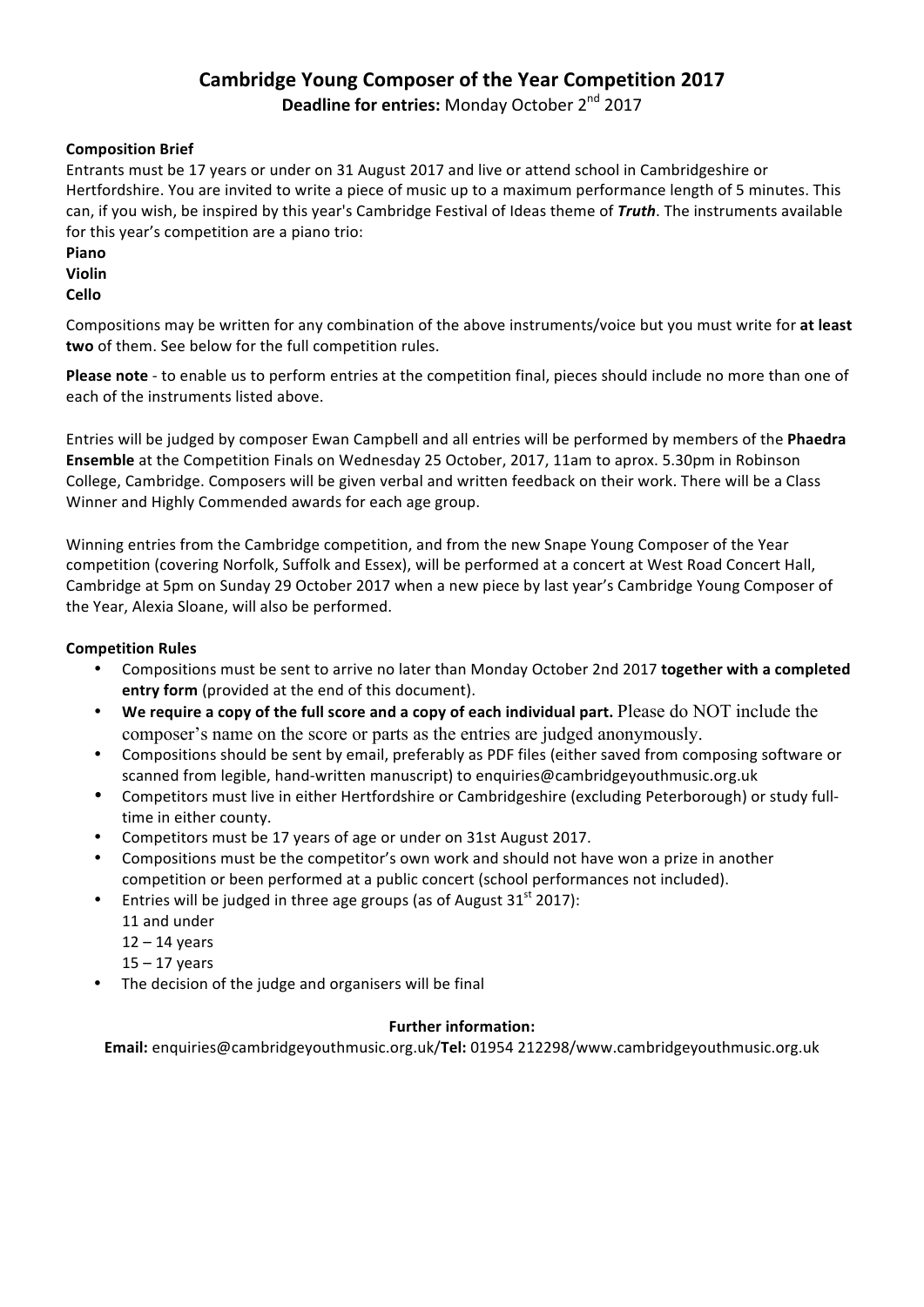# Cambridge Young Composer of the Year Competition 2017

**Deadline for entries:** Monday October 2nd 2017

**Composition Brief**

Entrants must be 17 years or under on 31 August 2017 and live or attend school in Cambridgeshire or Hertfordshire. You are invited to write a piece of music up to a maximum performance length of 5 minutes. This can, if you wish, be inspired by this year's Cambridge Festival of Ideas theme of ***Truth***. The instruments available for this year's competition are a piano trio:

**Piano**
**Violin**
**Cello**

Compositions may be written for any combination of the above instruments/voice but you must write for **at least two** of them. See below for the full competition rules.

**Please note** - to enable us to perform entries at the competition final, pieces should include no more than one of each of the instruments listed above.

Entries will be judged by composer Ewan Campbell and all entries will be performed by members of the **Phaedra Ensemble** at the Competition Finals on Wednesday 25 October, 2017, 11am to aprox. 5.30pm in Robinson College, Cambridge. Composers will be given verbal and written feedback on their work. There will be a Class Winner and Highly Commended awards for each age group.

Winning entries from the Cambridge competition, and from the new Snape Young Composer of the Year competition (covering Norfolk, Suffolk and Essex), will be performed at a concert at West Road Concert Hall, Cambridge at 5pm on Sunday 29 October 2017 when a new piece by last year's Cambridge Young Composer of the Year, Alexia Sloane, will also be performed.

**Competition Rules**

- Compositions must be sent to arrive no later than Monday October 2nd 2017 **together with a completed entry form** (provided at the end of this document).
- **We require a copy of the full score and a copy of each individual part.** Please do NOT include the composer's name on the score or parts as the entries are judged anonymously.
- Compositions should be sent by email, preferably as PDF files (either saved from composing software or scanned from legible, hand-written manuscript) to enquiries@cambridgeyouthmusic.org.uk
- Competitors must live in either Hertfordshire or Cambridgeshire (excluding Peterborough) or study full-time in either county.
- Competitors must be 17 years of age or under on 31st August 2017.
- Compositions must be the competitor's own work and should not have won a prize in another competition or been performed at a public concert (school performances not included).
- Entries will be judged in three age groups (as of August 31st 2017):
  11 and under
  12 – 14 years
  15 – 17 years
- The decision of the judge and organisers will be final

**Further information:**

**Email:** enquiries@cambridgeyouthmusic.org.uk/**Tel:** 01954 212298/www.cambridgeyouthmusic.org.uk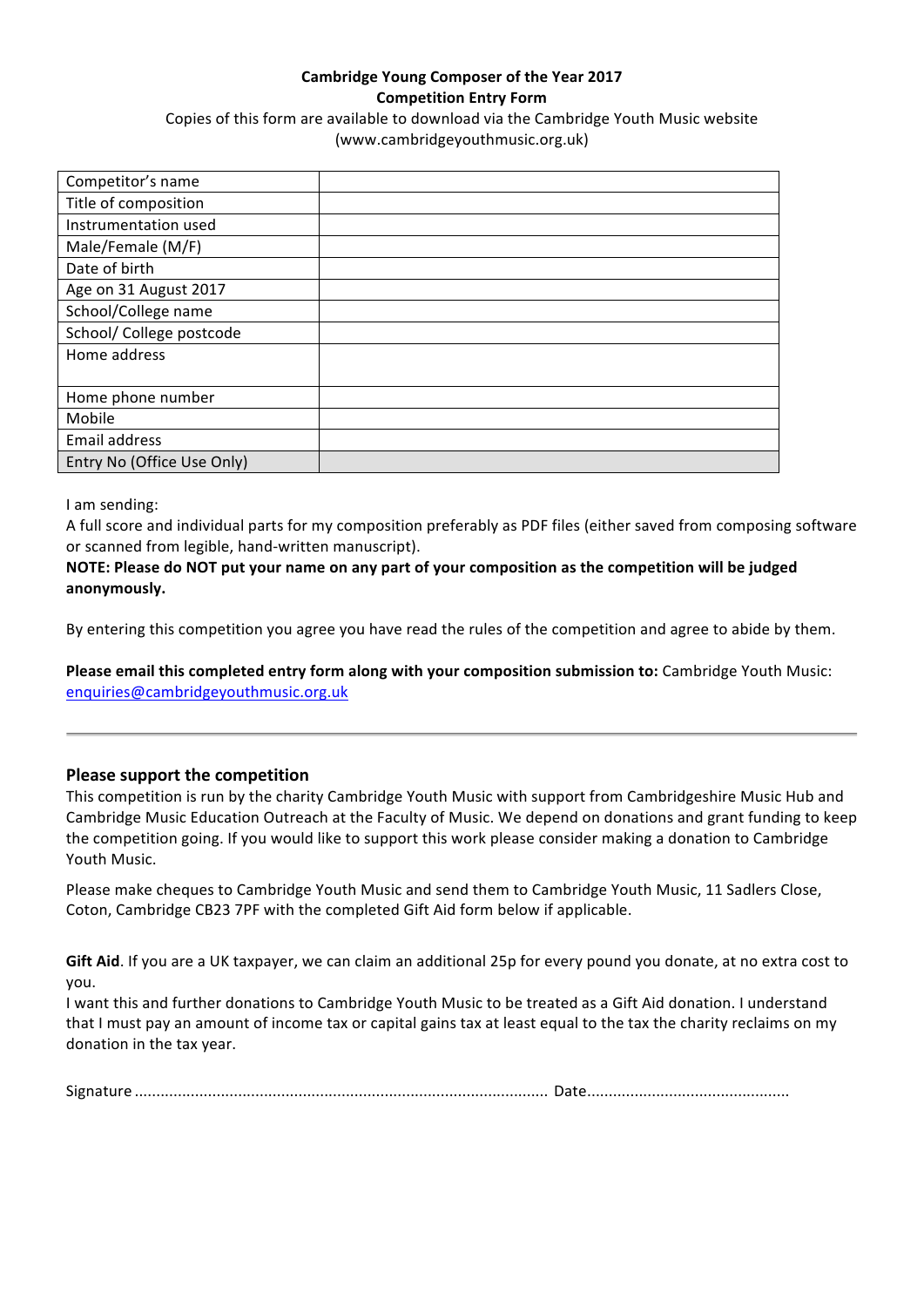**Cambridge Young Composer of the Year 2017**
**Competition Entry Form**

Copies of this form are available to download via the Cambridge Youth Music website (www.cambridgeyouthmusic.org.uk)

| | |
|---|---|
| Competitor's name | |
| Title of composition | |
| Instrumentation used | |
| Male/Female (M/F) | |
| Date of birth | |
| Age on 31 August 2017 | |
| School/College name | |
| School/ College postcode | |
| Home address | |
| Home phone number | |
| Mobile | |
| Email address | |
| Entry No (Office Use Only) | |

I am sending:
A full score and individual parts for my composition preferably as PDF files (either saved from composing software or scanned from legible, hand-written manuscript).

**NOTE: Please do NOT put your name on any part of your composition as the competition will be judged anonymously.**

By entering this competition you agree you have read the rules of the competition and agree to abide by them.

**Please email this completed entry form along with your composition submission to:** Cambridge Youth Music: enquiries@cambridgeyouthmusic.org.uk

---

## Please support the competition

This competition is run by the charity Cambridge Youth Music with support from Cambridgeshire Music Hub and Cambridge Music Education Outreach at the Faculty of Music. We depend on donations and grant funding to keep the competition going. If you would like to support this work please consider making a donation to Cambridge Youth Music.

Please make cheques to Cambridge Youth Music and send them to Cambridge Youth Music, 11 Sadlers Close, Coton, Cambridge CB23 7PF with the completed Gift Aid form below if applicable.

**Gift Aid**. If you are a UK taxpayer, we can claim an additional 25p for every pound you donate, at no extra cost to you.
I want this and further donations to Cambridge Youth Music to be treated as a Gift Aid donation. I understand that I must pay an amount of income tax or capital gains tax at least equal to the tax the charity reclaims on my donation in the tax year.

Signature ............................................................................................. Date..............................................